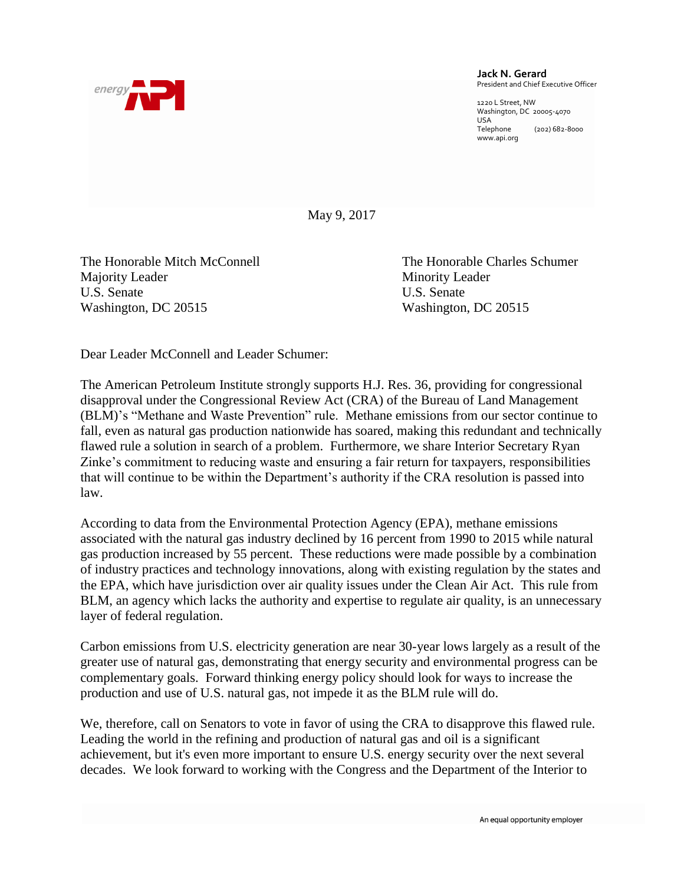energy API

**Jack N. Gerard**
President and Chief Executive Officer

1220 L Street, NW
Washington, DC 20005-4070
USA
Telephone (202) 682-8000
www.api.org

May 9, 2017

The Honorable Mitch McConnell
Majority Leader
U.S. Senate
Washington, DC 20515

The Honorable Charles Schumer
Minority Leader
U.S. Senate
Washington, DC 20515

Dear Leader McConnell and Leader Schumer:

The American Petroleum Institute strongly supports H.J. Res. 36, providing for congressional disapproval under the Congressional Review Act (CRA) of the Bureau of Land Management (BLM)'s "Methane and Waste Prevention" rule. Methane emissions from our sector continue to fall, even as natural gas production nationwide has soared, making this redundant and technically flawed rule a solution in search of a problem. Furthermore, we share Interior Secretary Ryan Zinke's commitment to reducing waste and ensuring a fair return for taxpayers, responsibilities that will continue to be within the Department's authority if the CRA resolution is passed into law.

According to data from the Environmental Protection Agency (EPA), methane emissions associated with the natural gas industry declined by 16 percent from 1990 to 2015 while natural gas production increased by 55 percent. These reductions were made possible by a combination of industry practices and technology innovations, along with existing regulation by the states and the EPA, which have jurisdiction over air quality issues under the Clean Air Act. This rule from BLM, an agency which lacks the authority and expertise to regulate air quality, is an unnecessary layer of federal regulation.

Carbon emissions from U.S. electricity generation are near 30-year lows largely as a result of the greater use of natural gas, demonstrating that energy security and environmental progress can be complementary goals. Forward thinking energy policy should look for ways to increase the production and use of U.S. natural gas, not impede it as the BLM rule will do.

We, therefore, call on Senators to vote in favor of using the CRA to disapprove this flawed rule. Leading the world in the refining and production of natural gas and oil is a significant achievement, but it's even more important to ensure U.S. energy security over the next several decades. We look forward to working with the Congress and the Department of the Interior to

An equal opportunity employer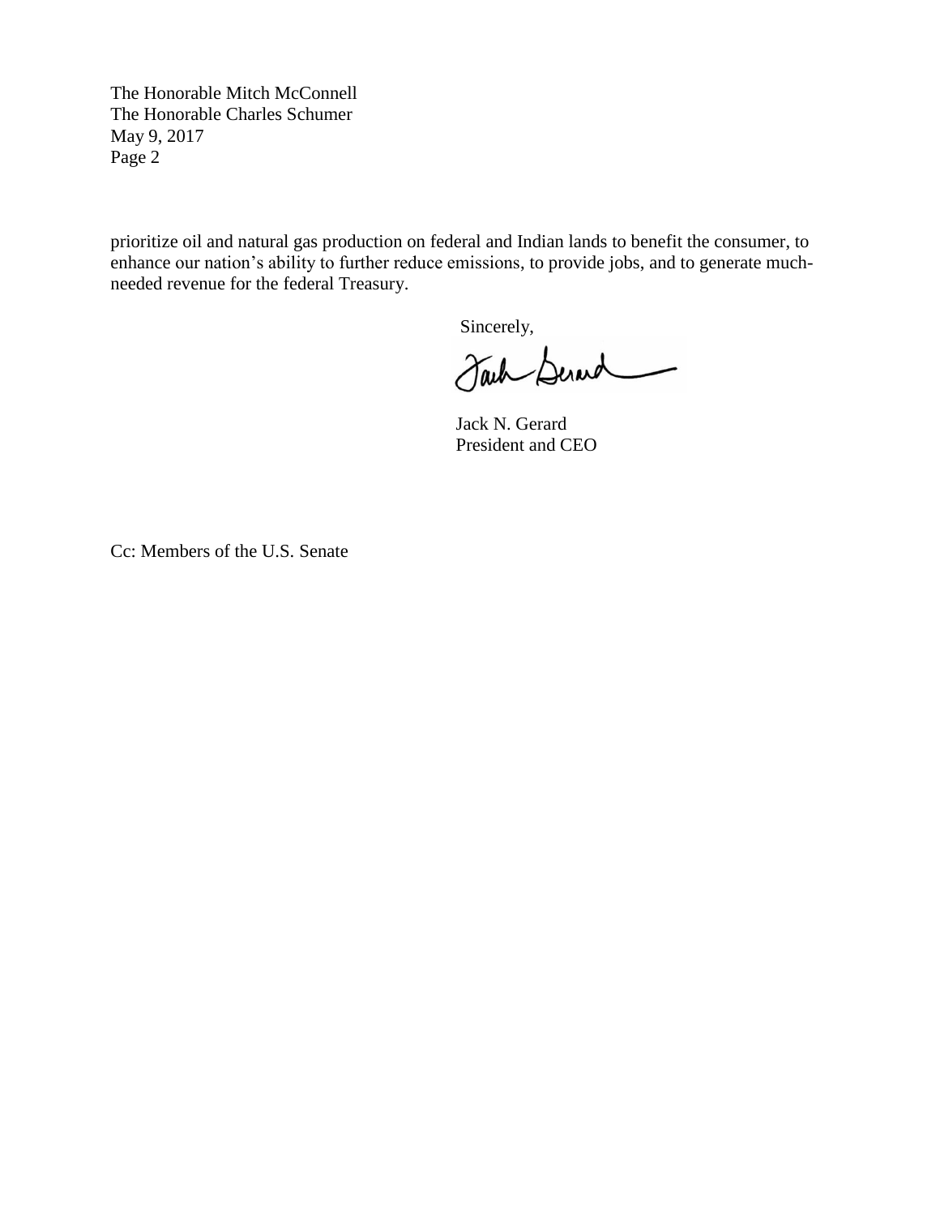The Honorable Mitch McConnell
The Honorable Charles Schumer
May 9, 2017

prioritize oil and natural gas production on federal and Indian lands to benefit the consumer, to enhance our nation's ability to further reduce emissions, to provide jobs, and to generate much-needed revenue for the federal Treasury.

Sincerely,

Jack N. Gerard
President and CEO

Cc: Members of the U.S. Senate